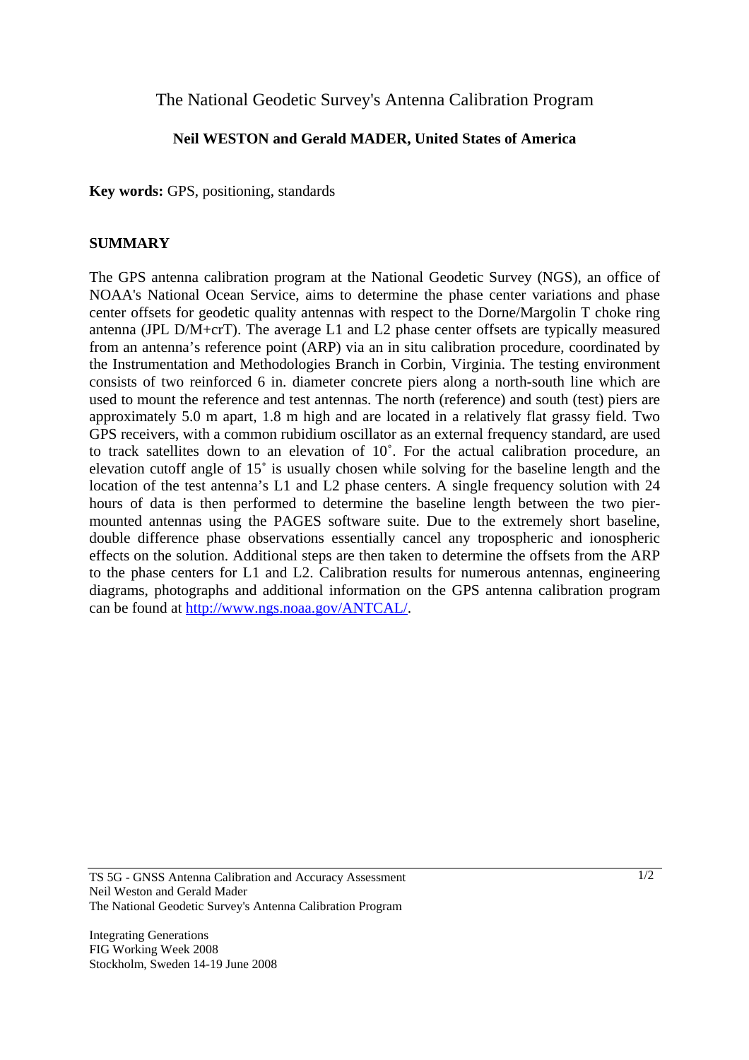# The National Geodetic Survey's Antenna Calibration Program

**Neil WESTON and Gerald MADER, United States of America**

**Key words:** GPS, positioning, standards

## SUMMARY

The GPS antenna calibration program at the National Geodetic Survey (NGS), an office of NOAA's National Ocean Service, aims to determine the phase center variations and phase center offsets for geodetic quality antennas with respect to the Dorne/Margolin T choke ring antenna (JPL D/M+crT). The average L1 and L2 phase center offsets are typically measured from an antenna's reference point (ARP) via an in situ calibration procedure, coordinated by the Instrumentation and Methodologies Branch in Corbin, Virginia. The testing environment consists of two reinforced 6 in. diameter concrete piers along a north-south line which are used to mount the reference and test antennas. The north (reference) and south (test) piers are approximately 5.0 m apart, 1.8 m high and are located in a relatively flat grassy field. Two GPS receivers, with a common rubidium oscillator as an external frequency standard, are used to track satellites down to an elevation of 10˚. For the actual calibration procedure, an elevation cutoff angle of 15˚ is usually chosen while solving for the baseline length and the location of the test antenna's L1 and L2 phase centers. A single frequency solution with 24 hours of data is then performed to determine the baseline length between the two pier-mounted antennas using the PAGES software suite. Due to the extremely short baseline, double difference phase observations essentially cancel any tropospheric and ionospheric effects on the solution. Additional steps are then taken to determine the offsets from the ARP to the phase centers for L1 and L2. Calibration results for numerous antennas, engineering diagrams, photographs and additional information on the GPS antenna calibration program can be found at http://www.ngs.noaa.gov/ANTCAL/.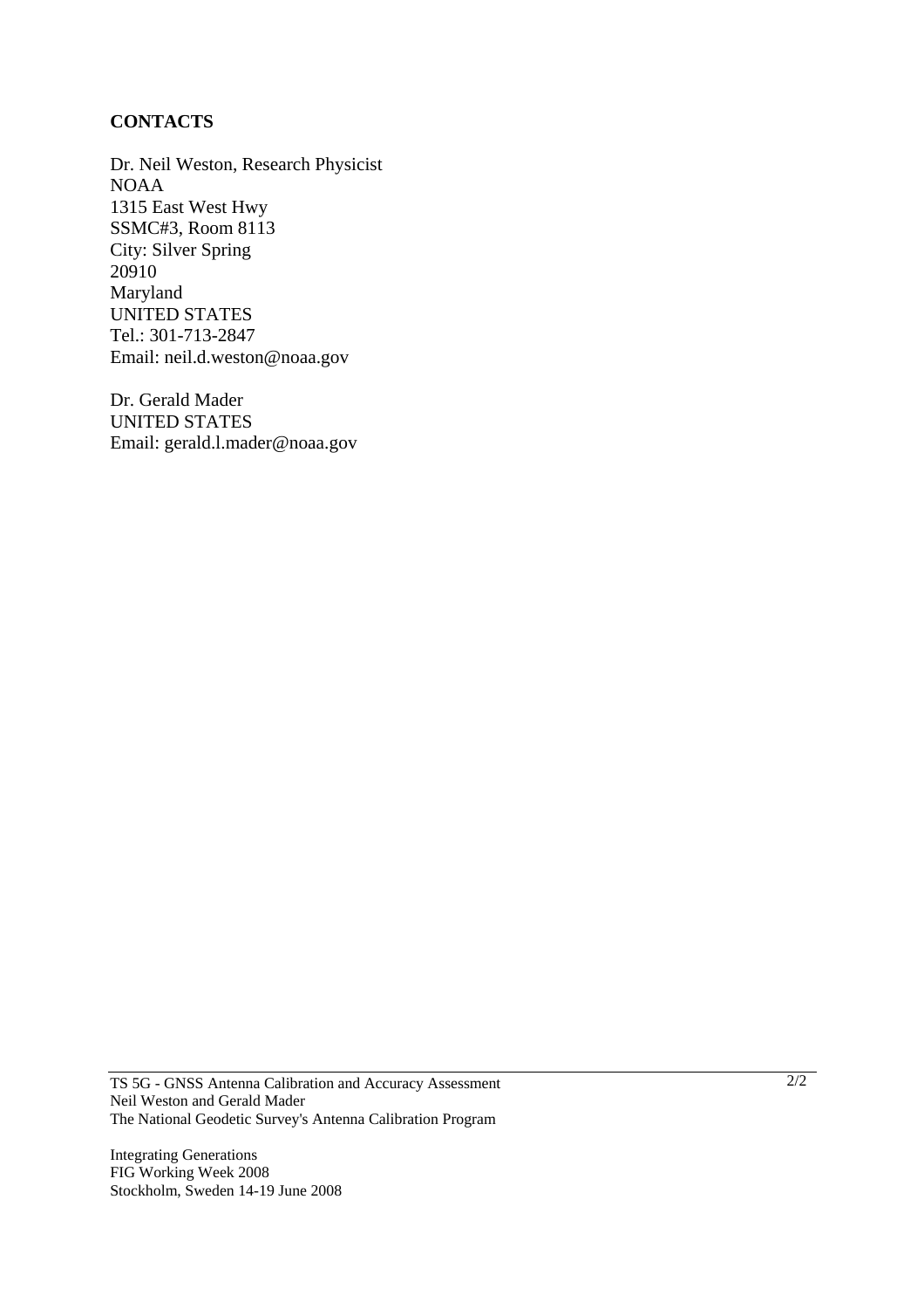**CONTACTS**

Dr. Neil Weston, Research Physicist
NOAA
1315 East West Hwy
SSMC#3, Room 8113
City: Silver Spring
20910
Maryland
UNITED STATES
Tel.: 301-713-2847
Email: neil.d.weston@noaa.gov

Dr. Gerald Mader
UNITED STATES
Email: gerald.l.mader@noaa.gov